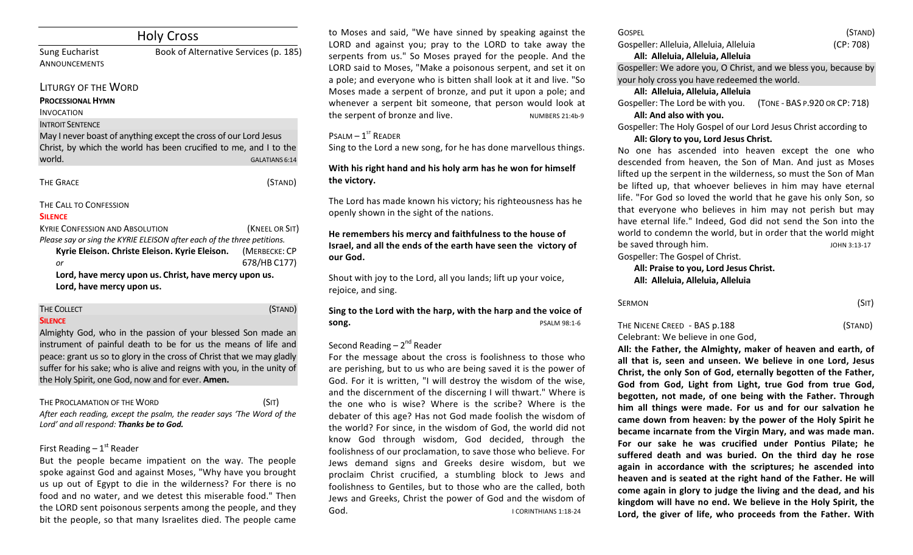# Holy Cross

Sung Eucharist — Book of Alternative Services (p. 185)

ANNOUNCEMENTS

## LITURGY OF THE WORD

**PROCESSIONAL HYMN**

INVOCATION

INTROIT SENTENCE

May I never boast of anything except the cross of our Lord Jesus Christ, by which the world has been crucified to me, and I to the world. GALATIANS 6:14

THE GRACE (STAND)

THE CALL TO CONFESSION

**SILENCE**

KYRIE CONFESSION AND ABSOLUTION (KNEEL OR SIT)

*Please say or sing the KYRIE ELEISON after each of the three petitions.*

**Kyrie Eleison. Christe Eleison. Kyrie Eleison.** (MERBECKE: CP 678/HB C177)

*or*

**Lord, have mercy upon us. Christ, have mercy upon us. Lord, have mercy upon us.**

THE COLLECT (STAND)

**SILENCE**

Almighty God, who in the passion of your blessed Son made an instrument of painful death to be for us the means of life and peace: grant us so to glory in the cross of Christ that we may gladly suffer for his sake; who is alive and reigns with you, in the unity of the Holy Spirit, one God, now and for ever. **Amen.**

THE PROCLAMATION OF THE WORD (SIT)

*After each reading, except the psalm, the reader says 'The Word of the Lord' and all respond:* ***Thanks be to God.***

First Reading – 1st Reader

But the people became impatient on the way. The people spoke against God and against Moses, "Why have you brought us up out of Egypt to die in the wilderness? For there is no food and no water, and we detest this miserable food." Then the LORD sent poisonous serpents among the people, and they bit the people, so that many Israelites died. The people came to Moses and said, "We have sinned by speaking against the LORD and against you; pray to the LORD to take away the serpents from us." So Moses prayed for the people. And the LORD said to Moses, "Make a poisonous serpent, and set it on a pole; and everyone who is bitten shall look at it and live. "So Moses made a serpent of bronze, and put it upon a pole; and whenever a serpent bit someone, that person would look at the serpent of bronze and live. NUMBERS 21:4b-9

PSALM – 1ST READER

Sing to the Lord a new song, for he has done marvellous things.

**With his right hand and his holy arm has he won for himself the victory.**

The Lord has made known his victory; his righteousness has he openly shown in the sight of the nations.

**He remembers his mercy and faithfulness to the house of Israel, and all the ends of the earth have seen the victory of our God.**

Shout with joy to the Lord, all you lands; lift up your voice, rejoice, and sing.

**Sing to the Lord with the harp, with the harp and the voice of song.** PSALM 98:1-6

Second Reading – 2nd Reader

For the message about the cross is foolishness to those who are perishing, but to us who are being saved it is the power of God. For it is written, "I will destroy the wisdom of the wise, and the discernment of the discerning I will thwart." Where is the one who is wise? Where is the scribe? Where is the debater of this age? Has not God made foolish the wisdom of the world? For since, in the wisdom of God, the world did not know God through wisdom, God decided, through the foolishness of our proclamation, to save those who believe. For Jews demand signs and Greeks desire wisdom, but we proclaim Christ crucified, a stumbling block to Jews and foolishness to Gentiles, but to those who are the called, both Jews and Greeks, Christ the power of God and the wisdom of God. I CORINTHIANS 1:18-24

GOSPEL (STAND)

Gospeller: Alleluia, Alleluia, Alleluia (CP: 708)

**All: Alleluia, Alleluia, Alleluia**

Gospeller: We adore you, O Christ, and we bless you, because by your holy cross you have redeemed the world.

**All: Alleluia, Alleluia, Alleluia**

Gospeller: The Lord be with you. (TONE - BAS P.920 OR CP: 718)

**All: And also with you.**

Gospeller: The Holy Gospel of our Lord Jesus Christ according to

**All: Glory to you, Lord Jesus Christ.**

No one has ascended into heaven except the one who descended from heaven, the Son of Man. And just as Moses lifted up the serpent in the wilderness, so must the Son of Man be lifted up, that whoever believes in him may have eternal life. "For God so loved the world that he gave his only Son, so that everyone who believes in him may not perish but may have eternal life." Indeed, God did not send the Son into the world to condemn the world, but in order that the world might be saved through him. JOHN 3:13-17

Gospeller: The Gospel of Christ.

**All: Praise to you, Lord Jesus Christ.**

**All: Alleluia, Alleluia, Alleluia**

SERMON (SIT)

THE NICENE CREED - BAS p.188 (STAND)

Celebrant: We believe in one God,

**All: the Father, the Almighty, maker of heaven and earth, of all that is, seen and unseen. We believe in one Lord, Jesus Christ, the only Son of God, eternally begotten of the Father, God from God, Light from Light, true God from true God, begotten, not made, of one being with the Father. Through him all things were made. For us and for our salvation he came down from heaven: by the power of the Holy Spirit he became incarnate from the Virgin Mary, and was made man. For our sake he was crucified under Pontius Pilate; he suffered death and was buried. On the third day he rose again in accordance with the scriptures; he ascended into heaven and is seated at the right hand of the Father. He will come again in glory to judge the living and the dead, and his kingdom will have no end. We believe in the Holy Spirit, the Lord, the giver of life, who proceeds from the Father. With**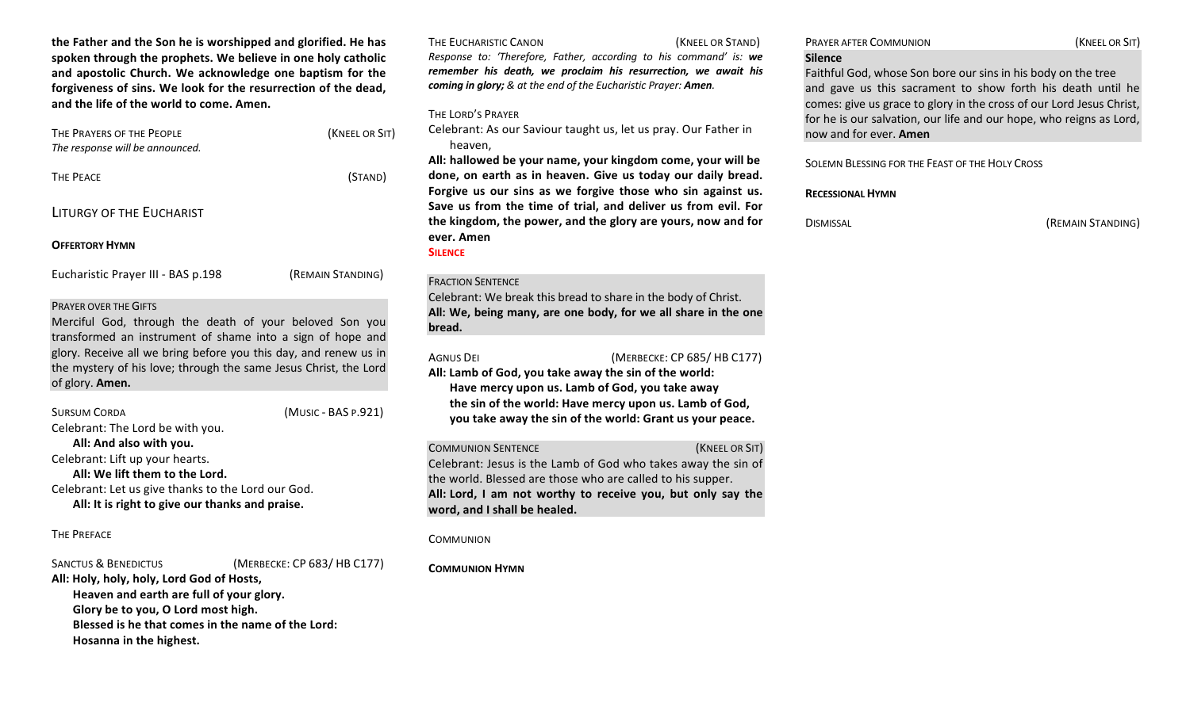**the Father and the Son he is worshipped and glorified. He has spoken through the prophets. We believe in one holy catholic and apostolic Church. We acknowledge one baptism for the forgiveness of sins. We look for the resurrection of the dead, and the life of the world to come. Amen.**

THE PRAYERS OF THE PEOPLE (KNEEL OR SIT)
*The response will be announced.*

THE PEACE (STAND)

## LITURGY OF THE EUCHARIST

**OFFERTORY HYMN**

Eucharistic Prayer III - BAS p.198 (REMAIN STANDING)

PRAYER OVER THE GIFTS

Merciful God, through the death of your beloved Son you transformed an instrument of shame into a sign of hope and glory. Receive all we bring before you this day, and renew us in the mystery of his love; through the same Jesus Christ, the Lord of glory. **Amen.**

SURSUM CORDA (MUSIC - BAS P.921)

Celebrant: The Lord be with you.
**All: And also with you.**
Celebrant: Lift up your hearts.
**All: We lift them to the Lord.**
Celebrant: Let us give thanks to the Lord our God.
**All: It is right to give our thanks and praise.**

THE PREFACE

SANCTUS & BENEDICTUS (MERBECKE: CP 683/ HB C177)

**All: Holy, holy, holy, Lord God of Hosts,
Heaven and earth are full of your glory.
Glory be to you, O Lord most high.
Blessed is he that comes in the name of the Lord:
Hosanna in the highest.**

THE EUCHARISTIC CANON (KNEEL OR STAND)
*Response to: 'Therefore, Father, according to his command' is:* ***we remember his death, we proclaim his resurrection, we await his coming in glory;*** *& at the end of the Eucharistic Prayer:* ***Amen****.*

THE LORD'S PRAYER

Celebrant: As our Saviour taught us, let us pray. Our Father in heaven,

**All: hallowed be your name, your kingdom come, your will be done, on earth as in heaven. Give us today our daily bread. Forgive us our sins as we forgive those who sin against us. Save us from the time of trial, and deliver us from evil. For the kingdom, the power, and the glory are yours, now and for ever. Amen**

**SILENCE**

FRACTION SENTENCE

Celebrant: We break this bread to share in the body of Christ.
**All: We, being many, are one body, for we all share in the one bread.**

AGNUS DEI (MERBECKE: CP 685/ HB C177)

**All: Lamb of God, you take away the sin of the world:
Have mercy upon us. Lamb of God, you take away
the sin of the world: Have mercy upon us. Lamb of God,
you take away the sin of the world: Grant us your peace.**

COMMUNION SENTENCE (KNEEL OR SIT)

Celebrant: Jesus is the Lamb of God who takes away the sin of the world. Blessed are those who are called to his supper.
**All: Lord, I am not worthy to receive you, but only say the word, and I shall be healed.**

COMMUNION

**COMMUNION HYMN**

PRAYER AFTER COMMUNION (KNEEL OR SIT)

**Silence**

Faithful God, whose Son bore our sins in his body on the tree and gave us this sacrament to show forth his death until he comes: give us grace to glory in the cross of our Lord Jesus Christ, for he is our salvation, our life and our hope, who reigns as Lord, now and for ever. **Amen**

SOLEMN BLESSING FOR THE FEAST OF THE HOLY CROSS

**RECESSIONAL HYMN**

DISMISSAL (REMAIN STANDING)